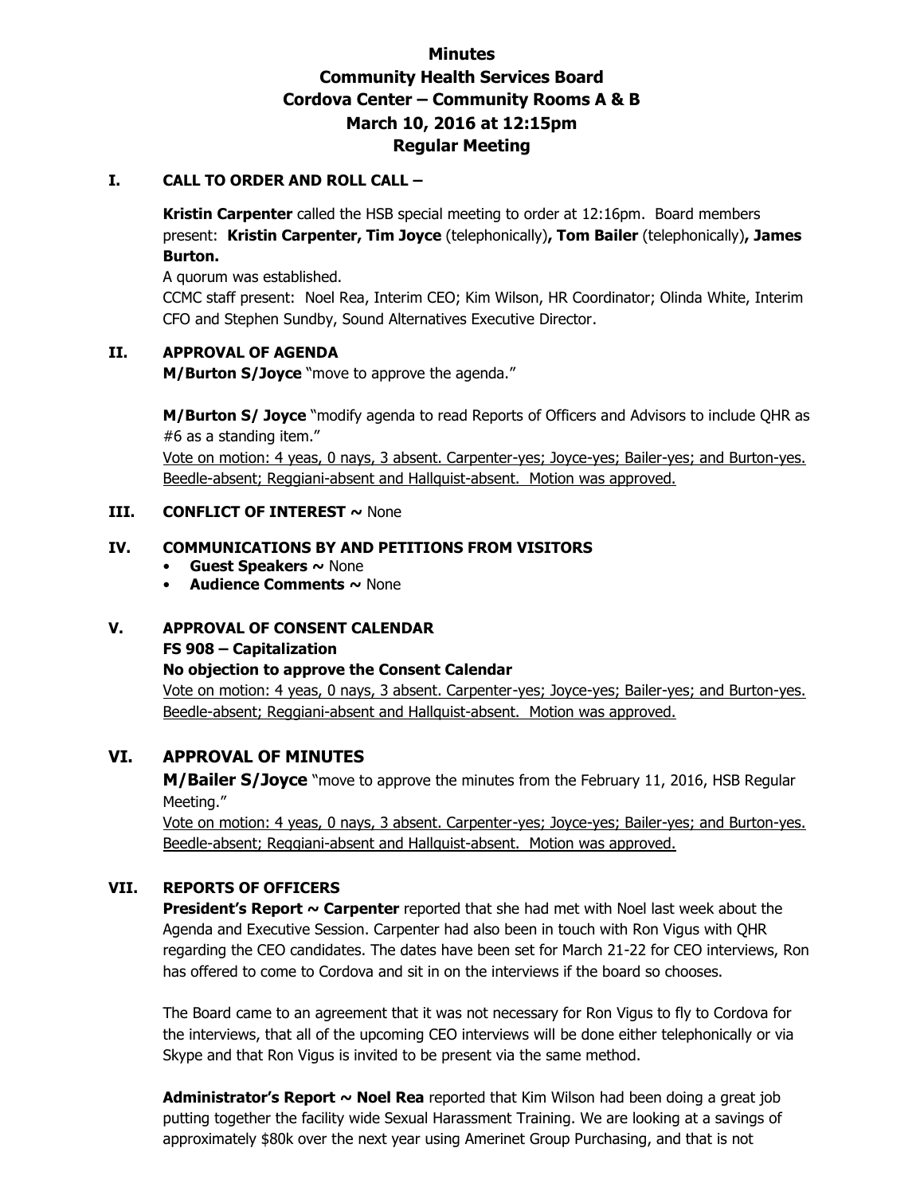# Minutes
# Community Health Services Board
# Cordova Center – Community Rooms A & B
# March 10, 2016 at 12:15pm
# Regular Meeting

## I. CALL TO ORDER AND ROLL CALL –

**Kristin Carpenter** called the HSB special meeting to order at 12:16pm. Board members present: **Kristin Carpenter, Tim Joyce** (telephonically)**, Tom Bailer** (telephonically)**, James Burton.**

A quorum was established.

CCMC staff present: Noel Rea, Interim CEO; Kim Wilson, HR Coordinator; Olinda White, Interim CFO and Stephen Sundby, Sound Alternatives Executive Director.

## II. APPROVAL OF AGENDA

**M/Burton S/Joyce** "move to approve the agenda."

**M/Burton S/ Joyce** "modify agenda to read Reports of Officers and Advisors to include QHR as #6 as a standing item."

<u>Vote on motion: 4 yeas, 0 nays, 3 absent. Carpenter-yes; Joyce-yes; Bailer-yes; and Burton-yes. Beedle-absent; Reggiani-absent and Hallquist-absent. Motion was approved.</u>

## III. CONFLICT OF INTEREST ~ None

## IV. COMMUNICATIONS BY AND PETITIONS FROM VISITORS

- **Guest Speakers ~** None
- **Audience Comments ~** None

## V. APPROVAL OF CONSENT CALENDAR

**FS 908 – Capitalization**

**No objection to approve the Consent Calendar**

<u>Vote on motion: 4 yeas, 0 nays, 3 absent. Carpenter-yes; Joyce-yes; Bailer-yes; and Burton-yes. Beedle-absent; Reggiani-absent and Hallquist-absent. Motion was approved.</u>

## VI. APPROVAL OF MINUTES

**M/Bailer S/Joyce** "move to approve the minutes from the February 11, 2016, HSB Regular Meeting."

<u>Vote on motion: 4 yeas, 0 nays, 3 absent. Carpenter-yes; Joyce-yes; Bailer-yes; and Burton-yes. Beedle-absent; Reggiani-absent and Hallquist-absent. Motion was approved.</u>

## VII. REPORTS OF OFFICERS

**President's Report ~ Carpenter** reported that she had met with Noel last week about the Agenda and Executive Session. Carpenter had also been in touch with Ron Vigus with QHR regarding the CEO candidates. The dates have been set for March 21-22 for CEO interviews, Ron has offered to come to Cordova and sit in on the interviews if the board so chooses.

The Board came to an agreement that it was not necessary for Ron Vigus to fly to Cordova for the interviews, that all of the upcoming CEO interviews will be done either telephonically or via Skype and that Ron Vigus is invited to be present via the same method.

**Administrator's Report ~ Noel Rea** reported that Kim Wilson had been doing a great job putting together the facility wide Sexual Harassment Training. We are looking at a savings of approximately $80k over the next year using Amerinet Group Purchasing, and that is not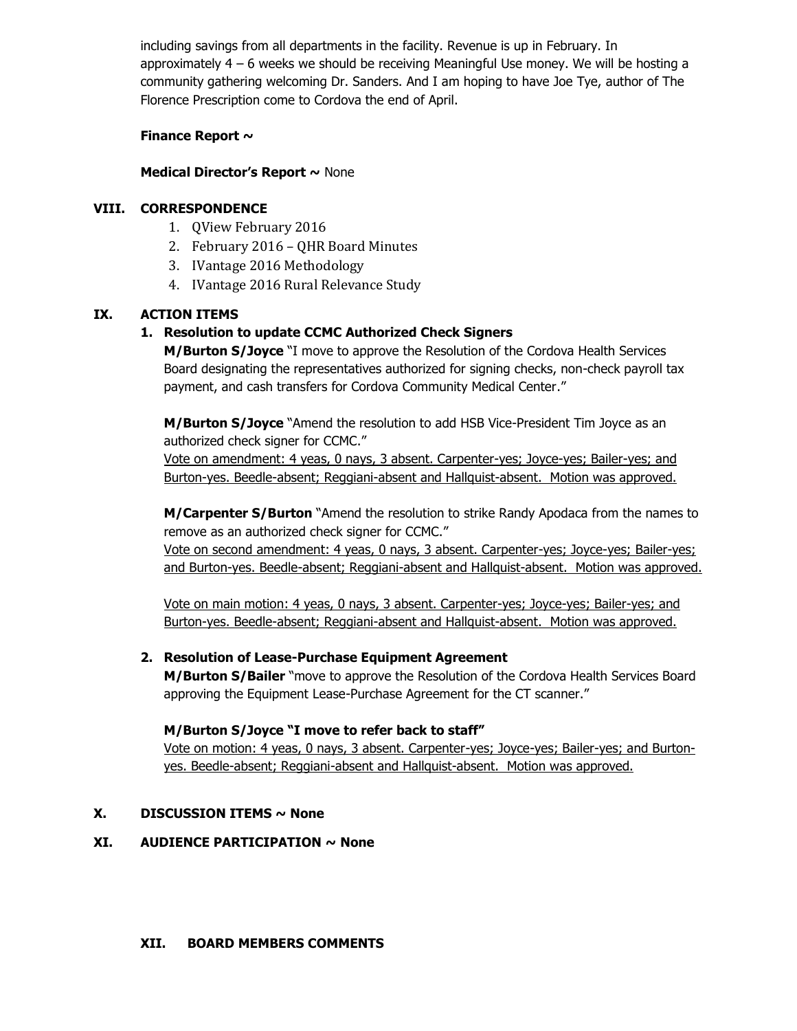including savings from all departments in the facility. Revenue is up in February. In approximately 4 – 6 weeks we should be receiving Meaningful Use money. We will be hosting a community gathering welcoming Dr. Sanders. And I am hoping to have Joe Tye, author of The Florence Prescription come to Cordova the end of April.

**Finance Report ~**

**Medical Director's Report ~** None

## VIII. CORRESPONDENCE

1. QView February 2016
2. February 2016 – QHR Board Minutes
3. IVantage 2016 Methodology
4. IVantage 2016 Rural Relevance Study

## IX. ACTION ITEMS

### 1. Resolution to update CCMC Authorized Check Signers

**M/Burton S/Joyce** "I move to approve the Resolution of the Cordova Health Services Board designating the representatives authorized for signing checks, non-check payroll tax payment, and cash transfers for Cordova Community Medical Center."

**M/Burton S/Joyce** "Amend the resolution to add HSB Vice-President Tim Joyce as an authorized check signer for CCMC."
<u>Vote on amendment: 4 yeas, 0 nays, 3 absent. Carpenter-yes; Joyce-yes; Bailer-yes; and Burton-yes. Beedle-absent; Reggiani-absent and Hallquist-absent. Motion was approved.</u>

**M/Carpenter S/Burton** "Amend the resolution to strike Randy Apodaca from the names to remove as an authorized check signer for CCMC."
<u>Vote on second amendment: 4 yeas, 0 nays, 3 absent. Carpenter-yes; Joyce-yes; Bailer-yes; and Burton-yes. Beedle-absent; Reggiani-absent and Hallquist-absent. Motion was approved.</u>

<u>Vote on main motion: 4 yeas, 0 nays, 3 absent. Carpenter-yes; Joyce-yes; Bailer-yes; and Burton-yes. Beedle-absent; Reggiani-absent and Hallquist-absent. Motion was approved.</u>

### 2. Resolution of Lease-Purchase Equipment Agreement

**M/Burton S/Bailer** "move to approve the Resolution of the Cordova Health Services Board approving the Equipment Lease-Purchase Agreement for the CT scanner."

**M/Burton S/Joyce "I move to refer back to staff"**
<u>Vote on motion: 4 yeas, 0 nays, 3 absent. Carpenter-yes; Joyce-yes; Bailer-yes; and Burton-yes. Beedle-absent; Reggiani-absent and Hallquist-absent. Motion was approved.</u>

## X. DISCUSSION ITEMS ~ None

## XI. AUDIENCE PARTICIPATION ~ None

## XII. BOARD MEMBERS COMMENTS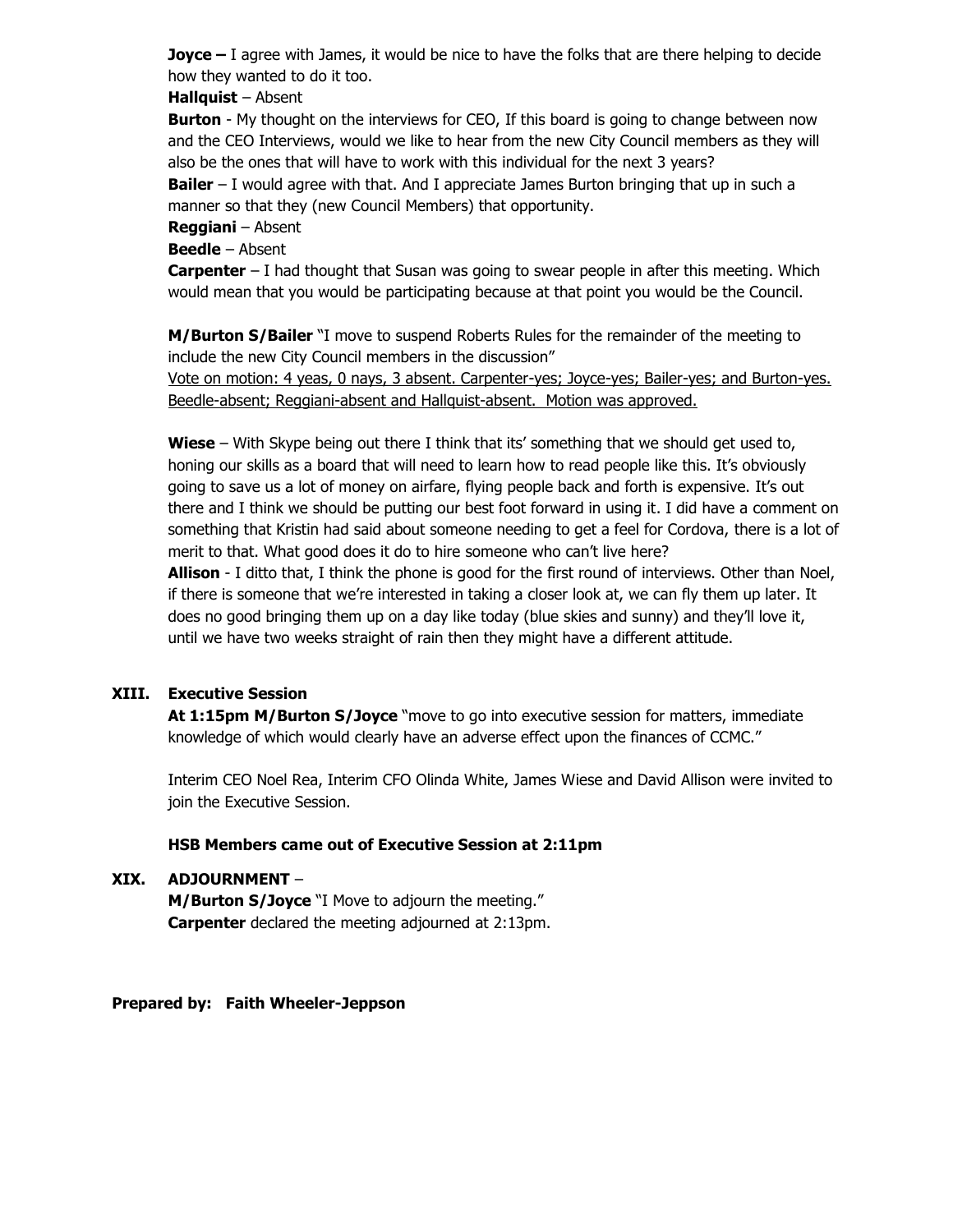**Joyce –** I agree with James, it would be nice to have the folks that are there helping to decide how they wanted to do it too.

**Hallquist** – Absent

**Burton** - My thought on the interviews for CEO, If this board is going to change between now and the CEO Interviews, would we like to hear from the new City Council members as they will also be the ones that will have to work with this individual for the next 3 years?

**Bailer** – I would agree with that. And I appreciate James Burton bringing that up in such a manner so that they (new Council Members) that opportunity.

**Reggiani** – Absent

**Beedle** – Absent

**Carpenter** – I had thought that Susan was going to swear people in after this meeting. Which would mean that you would be participating because at that point you would be the Council.

**M/Burton S/Bailer** "I move to suspend Roberts Rules for the remainder of the meeting to include the new City Council members in the discussion"

<u>Vote on motion: 4 yeas, 0 nays, 3 absent. Carpenter-yes; Joyce-yes; Bailer-yes; and Burton-yes. Beedle-absent; Reggiani-absent and Hallquist-absent. Motion was approved.</u>

**Wiese** – With Skype being out there I think that its' something that we should get used to, honing our skills as a board that will need to learn how to read people like this. It's obviously going to save us a lot of money on airfare, flying people back and forth is expensive. It's out there and I think we should be putting our best foot forward in using it. I did have a comment on something that Kristin had said about someone needing to get a feel for Cordova, there is a lot of merit to that. What good does it do to hire someone who can't live here?

**Allison** - I ditto that, I think the phone is good for the first round of interviews. Other than Noel, if there is someone that we're interested in taking a closer look at, we can fly them up later. It does no good bringing them up on a day like today (blue skies and sunny) and they'll love it, until we have two weeks straight of rain then they might have a different attitude.

## XIII. Executive Session

**At 1:15pm M/Burton S/Joyce** "move to go into executive session for matters, immediate knowledge of which would clearly have an adverse effect upon the finances of CCMC."

Interim CEO Noel Rea, Interim CFO Olinda White, James Wiese and David Allison were invited to join the Executive Session.

**HSB Members came out of Executive Session at 2:11pm**

## XIX. ADJOURNMENT –

**M/Burton S/Joyce** "I Move to adjourn the meeting."

**Carpenter** declared the meeting adjourned at 2:13pm.

**Prepared by: Faith Wheeler-Jeppson**